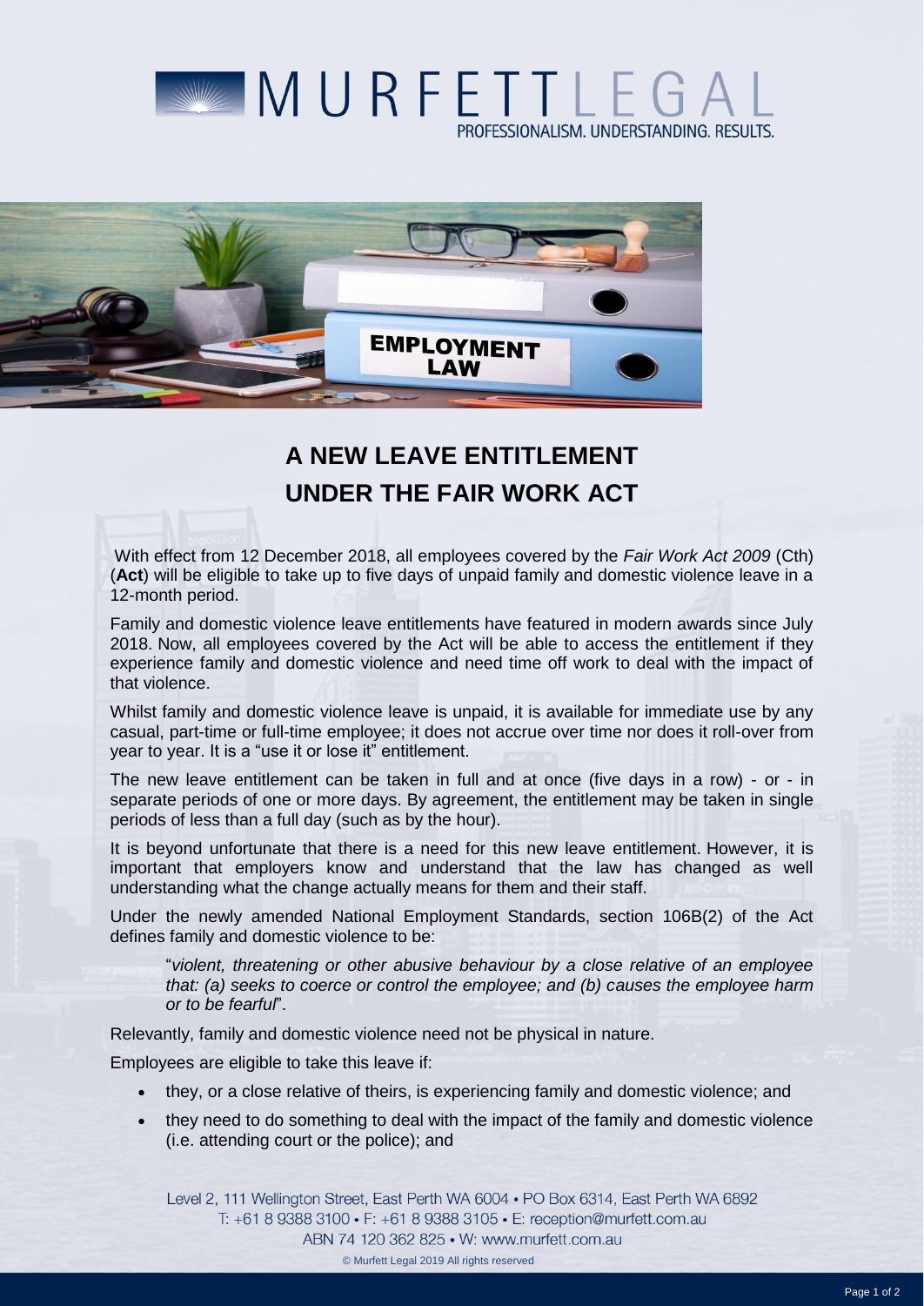# A NEW LEAVE ENTITLEMENT UNDER THE FAIR WORK ACT

With effect from 12 December 2018, all employees covered by the *Fair Work Act 2009* (Cth) (**Act**) will be eligible to take up to five days of unpaid family and domestic violence leave in a 12-month period.

Family and domestic violence leave entitlements have featured in modern awards since July 2018. Now, all employees covered by the Act will be able to access the entitlement if they experience family and domestic violence and need time off work to deal with the impact of that violence.

Whilst family and domestic violence leave is unpaid, it is available for immediate use by any casual, part-time or full-time employee; it does not accrue over time nor does it roll-over from year to year. It is a "use it or lose it" entitlement.

The new leave entitlement can be taken in full and at once (five days in a row) - or - in separate periods of one or more days. By agreement, the entitlement may be taken in single periods of less than a full day (such as by the hour).

It is beyond unfortunate that there is a need for this new leave entitlement. However, it is important that employers know and understand that the law has changed as well understanding what the change actually means for them and their staff.

Under the newly amended National Employment Standards, section 106B(2) of the Act defines family and domestic violence to be:

> "*violent, threatening or other abusive behaviour by a close relative of an employee that: (a) seeks to coerce or control the employee; and (b) causes the employee harm or to be fearful*".

Relevantly, family and domestic violence need not be physical in nature.

Employees are eligible to take this leave if:

- they, or a close relative of theirs, is experiencing family and domestic violence; and
- they need to do something to deal with the impact of the family and domestic violence (i.e. attending court or the police); and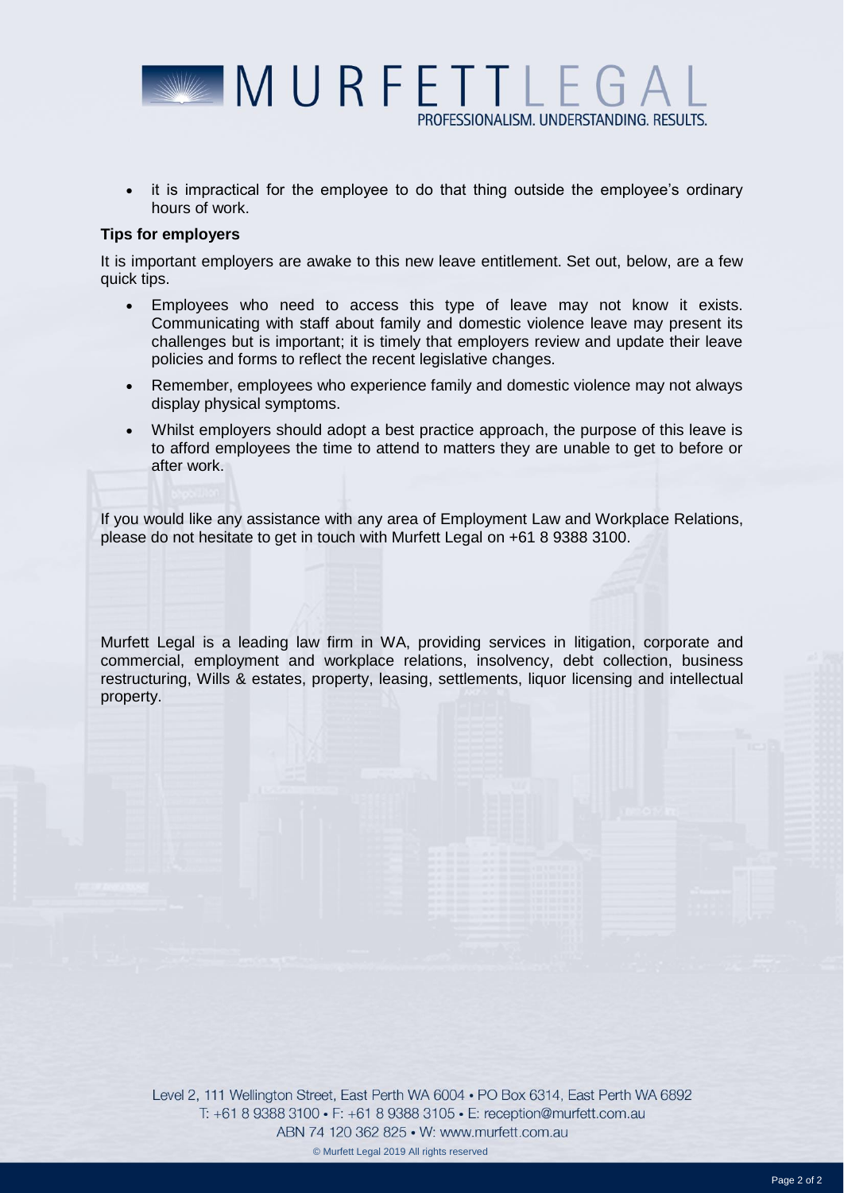- it is impractical for the employee to do that thing outside the employee's ordinary hours of work.

**Tips for employers**

It is important employers are awake to this new leave entitlement. Set out, below, are a few quick tips.

- Employees who need to access this type of leave may not know it exists. Communicating with staff about family and domestic violence leave may present its challenges but is important; it is timely that employers review and update their leave policies and forms to reflect the recent legislative changes.
- Remember, employees who experience family and domestic violence may not always display physical symptoms.
- Whilst employers should adopt a best practice approach, the purpose of this leave is to afford employees the time to attend to matters they are unable to get to before or after work.

If you would like any assistance with any area of Employment Law and Workplace Relations, please do not hesitate to get in touch with Murfett Legal on +61 8 9388 3100.

Murfett Legal is a leading law firm in WA, providing services in litigation, corporate and commercial, employment and workplace relations, insolvency, debt collection, business restructuring, Wills & estates, property, leasing, settlements, liquor licensing and intellectual property.